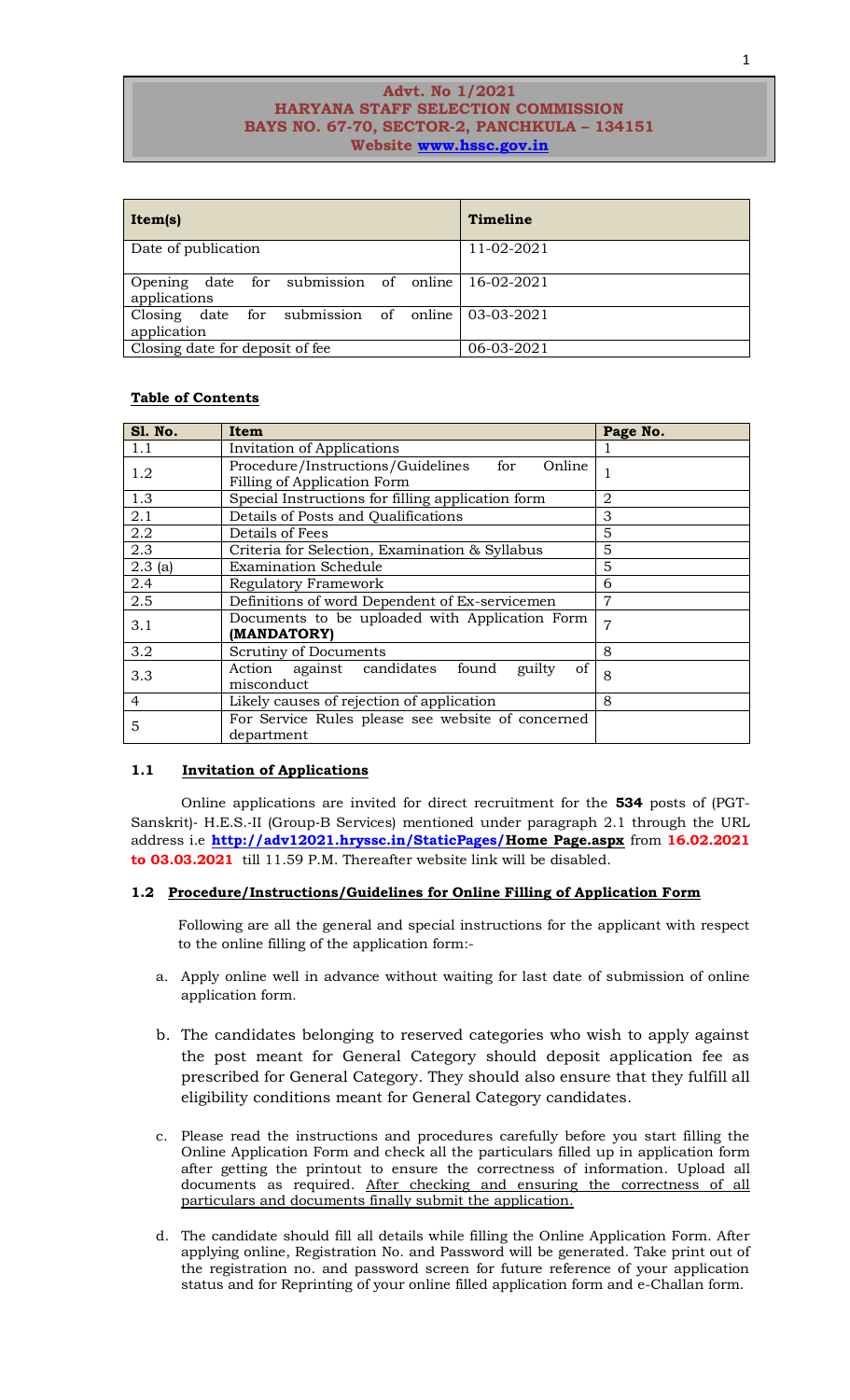**Advt. No 1/2021**
**HARYANA STAFF SELECTION COMMISSION**
**BAYS NO. 67-70, SECTOR-2, PANCHKULA – 134151**
**Website www.hssc.gov.in**

| Item(s) | Timeline |
|---|---|
| Date of publication | 11-02-2021 |
| Opening date for submission of online applications | 16-02-2021 |
| Closing date for submission of online application | 03-03-2021 |
| Closing date for deposit of fee | 06-03-2021 |

**Table of Contents**

| Sl. No. | Item | Page No. |
|---|---|---|
| 1.1 | Invitation of Applications | 1 |
| 1.2 | Procedure/Instructions/Guidelines for Online Filling of Application Form | 1 |
| 1.3 | Special Instructions for filling application form | 2 |
| 2.1 | Details of Posts and Qualifications | 3 |
| 2.2 | Details of Fees | 5 |
| 2.3 | Criteria for Selection, Examination & Syllabus | 5 |
| 2.3 (a) | Examination Schedule | 5 |
| 2.4 | Regulatory Framework | 6 |
| 2.5 | Definitions of word Dependent of Ex-servicemen | 7 |
| 3.1 | Documents to be uploaded with Application Form **(MANDATORY)** | 7 |
| 3.2 | Scrutiny of Documents | 8 |
| 3.3 | Action against candidates found guilty of misconduct | 8 |
| 4 | Likely causes of rejection of application | 8 |
| 5 | For Service Rules please see website of concerned department | |

### 1.1 Invitation of Applications

Online applications are invited for direct recruitment for the **534** posts of (PGT-Sanskrit)- H.E.S.-II (Group-B Services) mentioned under paragraph 2.1 through the URL address i.e **http://adv12021.hryssc.in/StaticPages/Home Page.aspx** from **16.02.2021 to 03.03.2021** till 11.59 P.M. Thereafter website link will be disabled.

### 1.2 Procedure/Instructions/Guidelines for Online Filling of Application Form

Following are all the general and special instructions for the applicant with respect to the online filling of the application form:-

a. Apply online well in advance without waiting for last date of submission of online application form.

b. The candidates belonging to reserved categories who wish to apply against the post meant for General Category should deposit application fee as prescribed for General Category. They should also ensure that they fulfill all eligibility conditions meant for General Category candidates.

c. Please read the instructions and procedures carefully before you start filling the Online Application Form and check all the particulars filled up in application form after getting the printout to ensure the correctness of information. Upload all documents as required. After checking and ensuring the correctness of all particulars and documents finally submit the application.

d. The candidate should fill all details while filling the Online Application Form. After applying online, Registration No. and Password will be generated. Take print out of the registration no. and password screen for future reference of your application status and for Reprinting of your online filled application form and e-Challan form.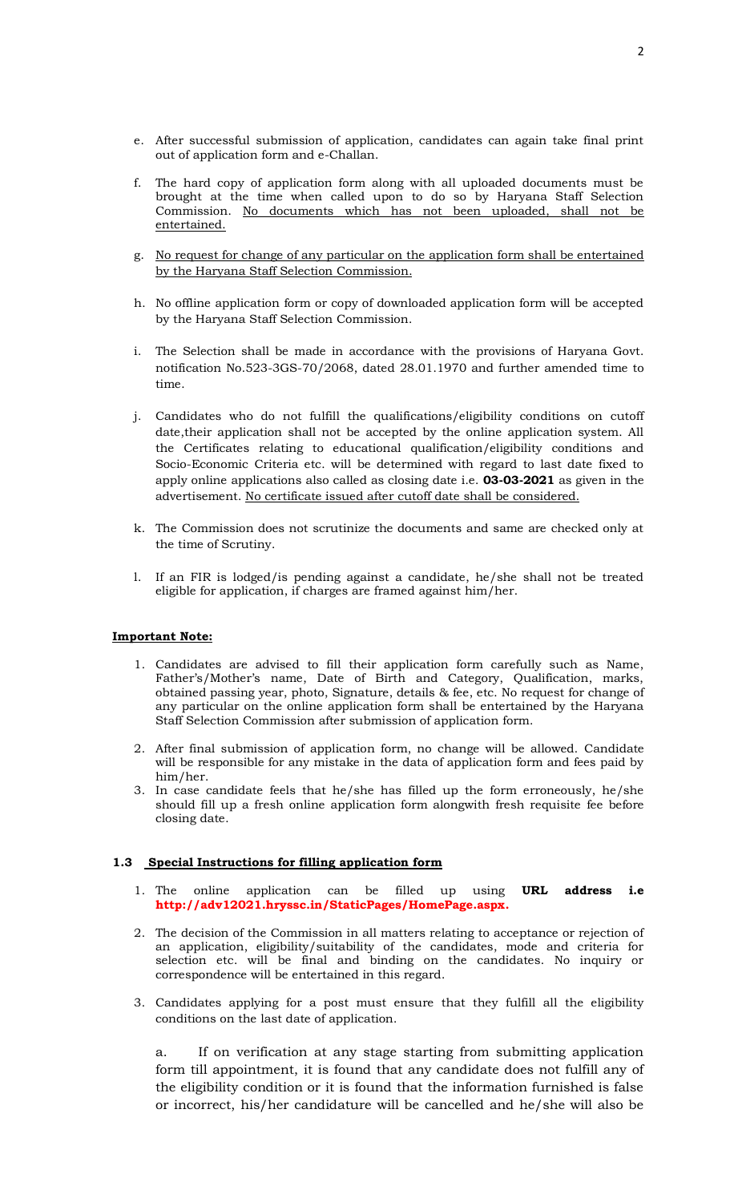e. After successful submission of application, candidates can again take final print out of application form and e-Challan.

f. The hard copy of application form along with all uploaded documents must be brought at the time when called upon to do so by Haryana Staff Selection Commission. No documents which has not been uploaded, shall not be entertained.

g. No request for change of any particular on the application form shall be entertained by the Haryana Staff Selection Commission.

h. No offline application form or copy of downloaded application form will be accepted by the Haryana Staff Selection Commission.

i. The Selection shall be made in accordance with the provisions of Haryana Govt. notification No.523-3GS-70/2068, dated 28.01.1970 and further amended time to time.

j. Candidates who do not fulfill the qualifications/eligibility conditions on cutoff date,their application shall not be accepted by the online application system. All the Certificates relating to educational qualification/eligibility conditions and Socio-Economic Criteria etc. will be determined with regard to last date fixed to apply online applications also called as closing date i.e. **03-03-2021** as given in the advertisement. No certificate issued after cutoff date shall be considered.

k. The Commission does not scrutinize the documents and same are checked only at the time of Scrutiny.

l. If an FIR is lodged/is pending against a candidate, he/she shall not be treated eligible for application, if charges are framed against him/her.

**Important Note:**

1. Candidates are advised to fill their application form carefully such as Name, Father's/Mother's name, Date of Birth and Category, Qualification, marks, obtained passing year, photo, Signature, details & fee, etc. No request for change of any particular on the online application form shall be entertained by the Haryana Staff Selection Commission after submission of application form.
2. After final submission of application form, no change will be allowed. Candidate will be responsible for any mistake in the data of application form and fees paid by him/her.
3. In case candidate feels that he/she has filled up the form erroneously, he/she should fill up a fresh online application form alongwith fresh requisite fee before closing date.

### 1.3 Special Instructions for filling application form

1. The online application can be filled up using **URL address i.e http://adv12021.hryssc.in/StaticPages/HomePage.aspx.**
2. The decision of the Commission in all matters relating to acceptance or rejection of an application, eligibility/suitability of the candidates, mode and criteria for selection etc. will be final and binding on the candidates. No inquiry or correspondence will be entertained in this regard.
3. Candidates applying for a post must ensure that they fulfill all the eligibility conditions on the last date of application.

   a. If on verification at any stage starting from submitting application form till appointment, it is found that any candidate does not fulfill any of the eligibility condition or it is found that the information furnished is false or incorrect, his/her candidature will be cancelled and he/she will also be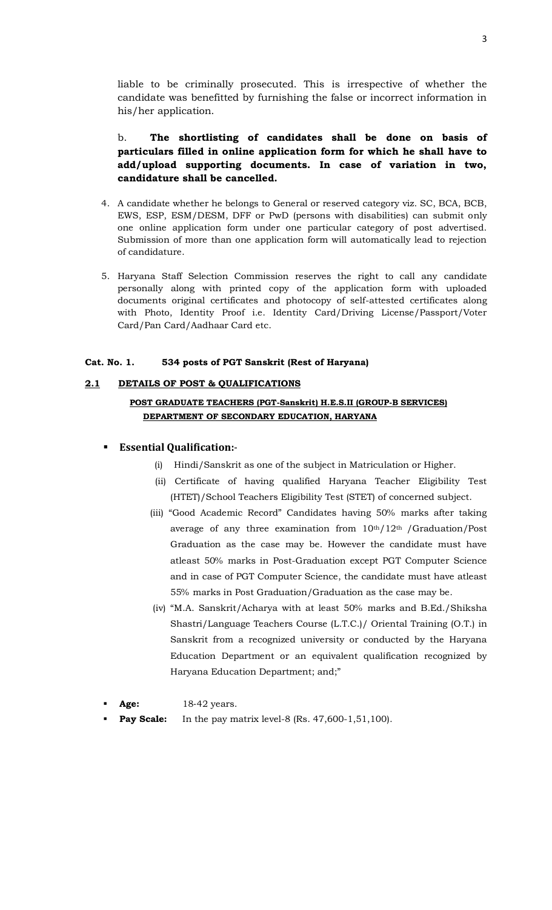liable to be criminally prosecuted. This is irrespective of whether the candidate was benefitted by furnishing the false or incorrect information in his/her application.

b. **The shortlisting of candidates shall be done on basis of particulars filled in online application form for which he shall have to add/upload supporting documents. In case of variation in two, candidature shall be cancelled.**

4. A candidate whether he belongs to General or reserved category viz. SC, BCA, BCB, EWS, ESP, ESM/DESM, DFF or PwD (persons with disabilities) can submit only one online application form under one particular category of post advertised. Submission of more than one application form will automatically lead to rejection of candidature.

5. Haryana Staff Selection Commission reserves the right to call any candidate personally along with printed copy of the application form with uploaded documents original certificates and photocopy of self-attested certificates along with Photo, Identity Proof i.e. Identity Card/Driving License/Passport/Voter Card/Pan Card/Aadhaar Card etc.

**Cat. No. 1. 534 posts of PGT Sanskrit (Rest of Haryana)**

**2.1 DETAILS OF POST & QUALIFICATIONS**

**POST GRADUATE TEACHERS (PGT-Sanskrit) H.E.S.II (GROUP-B SERVICES) DEPARTMENT OF SECONDARY EDUCATION, HARYANA**

- **Essential Qualification:-**
  - (i) Hindi/Sanskrit as one of the subject in Matriculation or Higher.
  - (ii) Certificate of having qualified Haryana Teacher Eligibility Test (HTET)/School Teachers Eligibility Test (STET) of concerned subject.
  - (iii) "Good Academic Record" Candidates having 50% marks after taking average of any three examination from 10th/12th /Graduation/Post Graduation as the case may be. However the candidate must have atleast 50% marks in Post-Graduation except PGT Computer Science and in case of PGT Computer Science, the candidate must have atleast 55% marks in Post Graduation/Graduation as the case may be.
  - (iv) "M.A. Sanskrit/Acharya with at least 50% marks and B.Ed./Shiksha Shastri/Language Teachers Course (L.T.C.)/ Oriental Training (O.T.) in Sanskrit from a recognized university or conducted by the Haryana Education Department or an equivalent qualification recognized by Haryana Education Department; and;"

- **Age:** 18-42 years.
- **Pay Scale:** In the pay matrix level-8 (Rs. 47,600-1,51,100).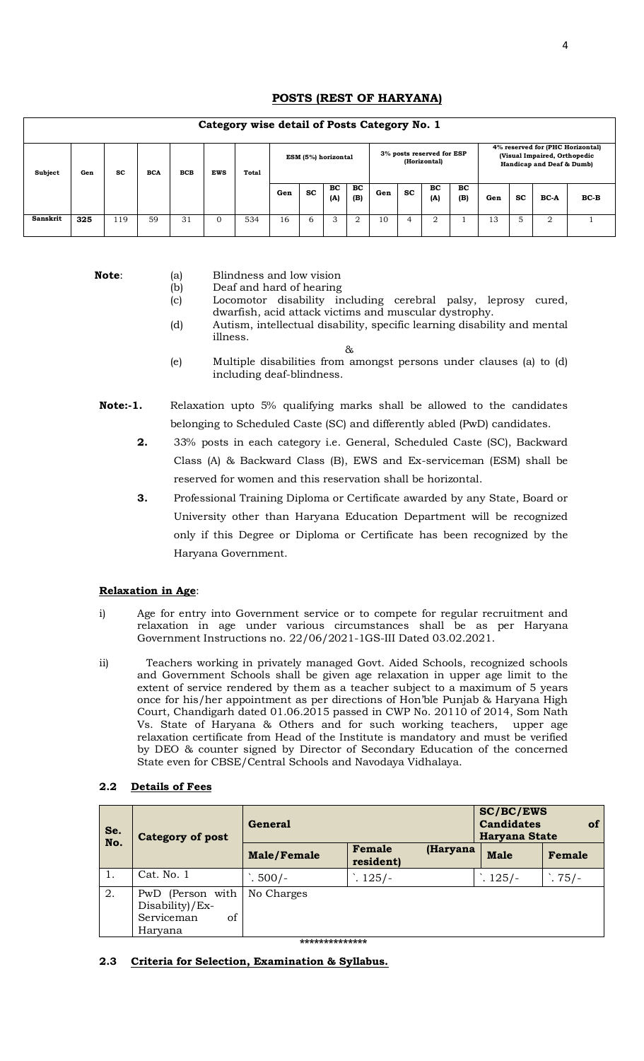## POSTS (REST OF HARYANA)

| Category wise detail of Posts Category No. 1 | | | | | | | | | | | | | | | | | | | |
|---|---|---|---|---|---|---|---|---|---|---|---|---|---|---|---|---|---|---|---|
| Subject | Gen | SC | BCA | BCB | EWS | Total | ESM (5%) horizontal | | | | 3% posts reserved for ESP (Horizontal) | | | | 4% reserved for (PHC Horizontal) (Visual Impaired, Orthopedic Handicap and Deaf & Dumb) | | | |
| | | | | | | | Gen | SC | BC (A) | BC (B) | Gen | SC | BC (A) | BC (B) | Gen | SC | BC-A | BC-B |
| Sanskrit | 325 | 119 | 59 | 31 | 0 | 534 | 16 | 6 | 3 | 2 | 10 | 4 | 2 | 1 | 13 | 5 | 2 | 1 |

**Note**:
- (a) Blindness and low vision
- (b) Deaf and hard of hearing
- (c) Locomotor disability including cerebral palsy, leprosy cured, dwarfish, acid attack victims and muscular dystrophy.
- (d) Autism, intellectual disability, specific learning disability and mental illness.

&

- (e) Multiple disabilities from amongst persons under clauses (a) to (d) including deaf-blindness.

**Note:-1.** Relaxation upto 5% qualifying marks shall be allowed to the candidates belonging to Scheduled Caste (SC) and differently abled (PwD) candidates.

**2.** 33% posts in each category i.e. General, Scheduled Caste (SC), Backward Class (A) & Backward Class (B), EWS and Ex-serviceman (ESM) shall be reserved for women and this reservation shall be horizontal.

**3.** Professional Training Diploma or Certificate awarded by any State, Board or University other than Haryana Education Department will be recognized only if this Degree or Diploma or Certificate has been recognized by the Haryana Government.

**Relaxation in Age**:

i) Age for entry into Government service or to compete for regular recruitment and relaxation in age under various circumstances shall be as per Haryana Government Instructions no. 22/06/2021-1GS-III Dated 03.02.2021.

ii) Teachers working in privately managed Govt. Aided Schools, recognized schools and Government Schools shall be given age relaxation in upper age limit to the extent of service rendered by them as a teacher subject to a maximum of 5 years once for his/her appointment as per directions of Hon'ble Punjab & Haryana High Court, Chandigarh dated 01.06.2015 passed in CWP No. 20110 of 2014, Som Nath Vs. State of Haryana & Others and for such working teachers, upper age relaxation certificate from Head of the Institute is mandatory and must be verified by DEO & counter signed by Director of Secondary Education of the concerned State even for CBSE/Central Schools and Navodaya Vidhalaya.

### 2.2 Details of Fees

| Se. No. | Category of post | General | | SC/BC/EWS Candidates of Haryana State | |
|---|---|---|---|---|---|
| | | Male/Female | Female (Haryana resident) | Male | Female |
| 1. | Cat. No. 1 | `. 500/- | `. 125/- | `. 125/- | `. 75/- |
| 2. | PwD (Person with Disability)/Ex-Serviceman of Haryana | No Charges | | | |

**************

### 2.3 Criteria for Selection, Examination & Syllabus.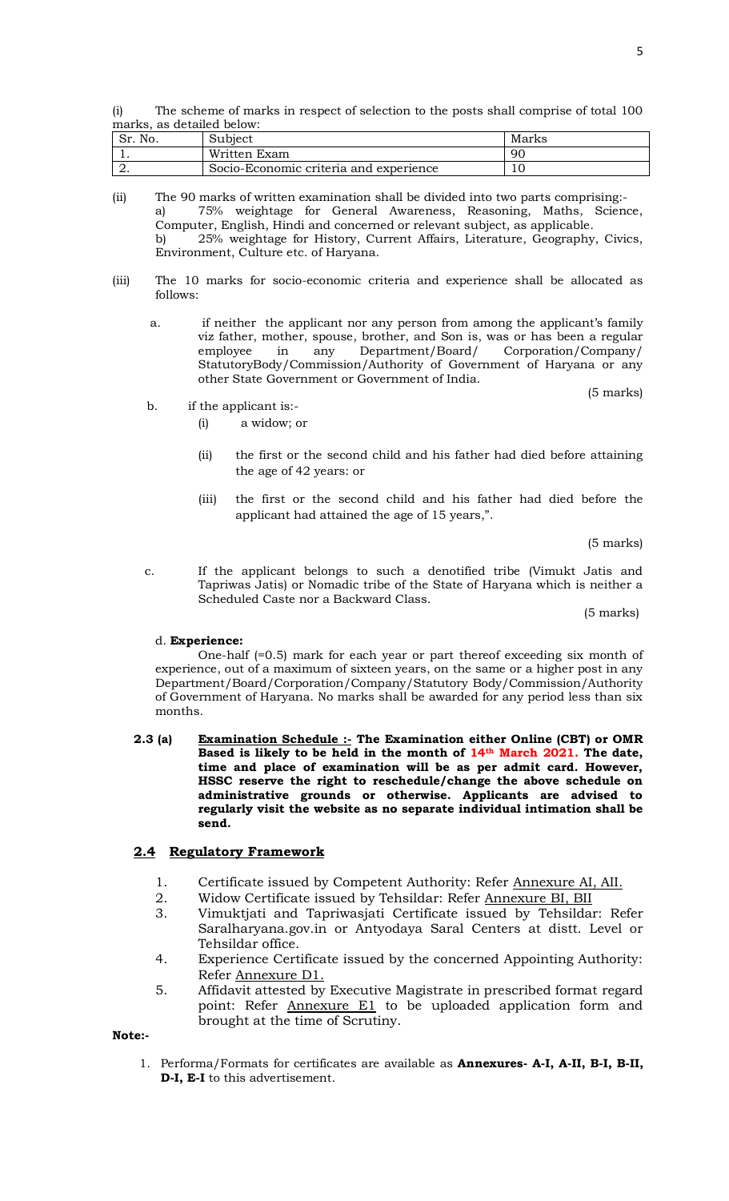(i) The scheme of marks in respect of selection to the posts shall comprise of total 100 marks, as detailed below:

| Sr. No. | Subject | Marks |
|---|---|---|
| 1. | Written Exam | 90 |
| 2. | Socio-Economic criteria and experience | 10 |

(ii) The 90 marks of written examination shall be divided into two parts comprising:-

a) 75% weightage for General Awareness, Reasoning, Maths, Science, Computer, English, Hindi and concerned or relevant subject, as applicable.

b) 25% weightage for History, Current Affairs, Literature, Geography, Civics, Environment, Culture etc. of Haryana.

(iii) The 10 marks for socio-economic criteria and experience shall be allocated as follows:

a. if neither the applicant nor any person from among the applicant's family viz father, mother, spouse, brother, and Son is, was or has been a regular employee in any Department/Board/ Corporation/Company/ StatutoryBody/Commission/Authority of Government of Haryana or any other State Government or Government of India.

(5 marks)

b. if the applicant is:-

(i) a widow; or

(ii) the first or the second child and his father had died before attaining the age of 42 years: or

(iii) the first or the second child and his father had died before the applicant had attained the age of 15 years,".

(5 marks)

c. If the applicant belongs to such a denotified tribe (Vimukt Jatis and Tapriwas Jatis) or Nomadic tribe of the State of Haryana which is neither a Scheduled Caste nor a Backward Class.

(5 marks)

d. **Experience:**

One-half (=0.5) mark for each year or part thereof exceeding six month of experience, out of a maximum of sixteen years, on the same or a higher post in any Department/Board/Corporation/Company/Statutory Body/Commission/Authority of Government of Haryana. No marks shall be awarded for any period less than six months.

**2.3 (a) Examination Schedule :- The Examination either Online (CBT) or OMR Based is likely to be held in the month of 14th March 2021. The date, time and place of examination will be as per admit card. However, HSSC reserve the right to reschedule/change the above schedule on administrative grounds or otherwise. Applicants are advised to regularly visit the website as no separate individual intimation shall be send.**

## 2.4 Regulatory Framework

1. Certificate issued by Competent Authority: Refer Annexure AI, AII.
2. Widow Certificate issued by Tehsildar: Refer Annexure BI, BII
3. Vimuktjati and Tapriwasjati Certificate issued by Tehsildar: Refer Saralharyana.gov.in or Antyodaya Saral Centers at distt. Level or Tehsildar office.
4. Experience Certificate issued by the concerned Appointing Authority: Refer Annexure D1.
5. Affidavit attested by Executive Magistrate in prescribed format regard point: Refer Annexure E1 to be uploaded application form and brought at the time of Scrutiny.

**Note:-**

1. Performa/Formats for certificates are available as **Annexures- A-I, A-II, B-I, B-II, D-I, E-I** to this advertisement.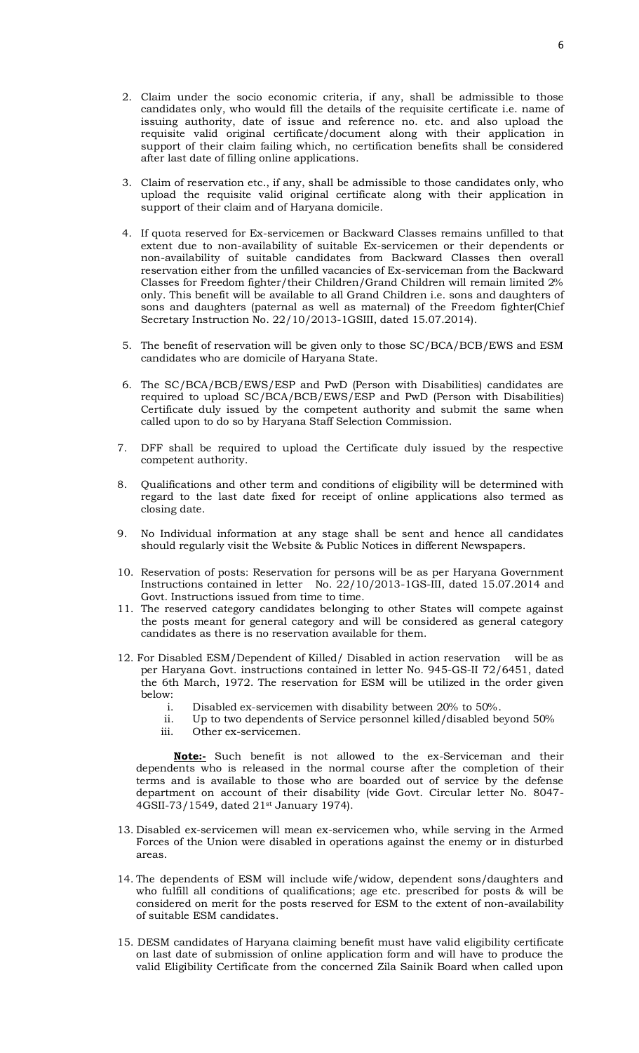2. Claim under the socio economic criteria, if any, shall be admissible to those candidates only, who would fill the details of the requisite certificate i.e. name of issuing authority, date of issue and reference no. etc. and also upload the requisite valid original certificate/document along with their application in support of their claim failing which, no certification benefits shall be considered after last date of filling online applications.

3. Claim of reservation etc., if any, shall be admissible to those candidates only, who upload the requisite valid original certificate along with their application in support of their claim and of Haryana domicile.

4. If quota reserved for Ex-servicemen or Backward Classes remains unfilled to that extent due to non-availability of suitable Ex-servicemen or their dependents or non-availability of suitable candidates from Backward Classes then overall reservation either from the unfilled vacancies of Ex-serviceman from the Backward Classes for Freedom fighter/their Children/Grand Children will remain limited 2% only. This benefit will be available to all Grand Children i.e. sons and daughters of sons and daughters (paternal as well as maternal) of the Freedom fighter(Chief Secretary Instruction No. 22/10/2013-1GSIII, dated 15.07.2014).

5. The benefit of reservation will be given only to those SC/BCA/BCB/EWS and ESM candidates who are domicile of Haryana State.

6. The SC/BCA/BCB/EWS/ESP and PwD (Person with Disabilities) candidates are required to upload SC/BCA/BCB/EWS/ESP and PwD (Person with Disabilities) Certificate duly issued by the competent authority and submit the same when called upon to do so by Haryana Staff Selection Commission.

7. DFF shall be required to upload the Certificate duly issued by the respective competent authority.

8. Qualifications and other term and conditions of eligibility will be determined with regard to the last date fixed for receipt of online applications also termed as closing date.

9. No Individual information at any stage shall be sent and hence all candidates should regularly visit the Website & Public Notices in different Newspapers.

10. Reservation of posts: Reservation for persons will be as per Haryana Government Instructions contained in letter No. 22/10/2013-1GS-III, dated 15.07.2014 and Govt. Instructions issued from time to time.

11. The reserved category candidates belonging to other States will compete against the posts meant for general category and will be considered as general category candidates as there is no reservation available for them.

12. For Disabled ESM/Dependent of Killed/ Disabled in action reservation will be as per Haryana Govt. instructions contained in letter No. 945-GS-II 72/6451, dated the 6th March, 1972. The reservation for ESM will be utilized in the order given below:
    i. Disabled ex-servicemen with disability between 20% to 50%.
    ii. Up to two dependents of Service personnel killed/disabled beyond 50%
    iii. Other ex-servicemen.

    **Note:-** Such benefit is not allowed to the ex-Serviceman and their dependents who is released in the normal course after the completion of their terms and is available to those who are boarded out of service by the defense department on account of their disability (vide Govt. Circular letter No. 8047-4GSII-73/1549, dated 21st January 1974).

13. Disabled ex-servicemen will mean ex-servicemen who, while serving in the Armed Forces of the Union were disabled in operations against the enemy or in disturbed areas.

14. The dependents of ESM will include wife/widow, dependent sons/daughters and who fulfill all conditions of qualifications; age etc. prescribed for posts & will be considered on merit for the posts reserved for ESM to the extent of non-availability of suitable ESM candidates.

15. DESM candidates of Haryana claiming benefit must have valid eligibility certificate on last date of submission of online application form and will have to produce the valid Eligibility Certificate from the concerned Zila Sainik Board when called upon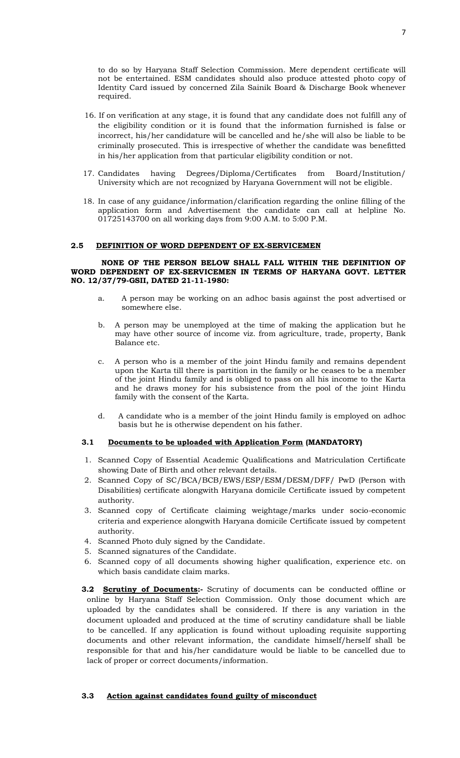to do so by Haryana Staff Selection Commission. Mere dependent certificate will not be entertained. ESM candidates should also produce attested photo copy of Identity Card issued by concerned Zila Sainik Board & Discharge Book whenever required.

16. If on verification at any stage, it is found that any candidate does not fulfill any of the eligibility condition or it is found that the information furnished is false or incorrect, his/her candidature will be cancelled and he/she will also be liable to be criminally prosecuted. This is irrespective of whether the candidate was benefitted in his/her application from that particular eligibility condition or not.

17. Candidates having Degrees/Diploma/Certificates from Board/Institution/ University which are not recognized by Haryana Government will not be eligible.

18. In case of any guidance/information/clarification regarding the online filling of the application form and Advertisement the candidate can call at helpline No. 01725143700 on all working days from 9:00 A.M. to 5:00 P.M.

## 2.5 DEFINITION OF WORD DEPENDENT OF EX-SERVICEMEN

**NONE OF THE PERSON BELOW SHALL FALL WITHIN THE DEFINITION OF WORD DEPENDENT OF EX-SERVICEMEN IN TERMS OF HARYANA GOVT. LETTER NO. 12/37/79-GSII, DATED 21-11-1980:**

a. A person may be working on an adhoc basis against the post advertised or somewhere else.

b. A person may be unemployed at the time of making the application but he may have other source of income viz. from agriculture, trade, property, Bank Balance etc.

c. A person who is a member of the joint Hindu family and remains dependent upon the Karta till there is partition in the family or he ceases to be a member of the joint Hindu family and is obliged to pass on all his income to the Karta and he draws money for his subsistence from the pool of the joint Hindu family with the consent of the Karta.

d. A candidate who is a member of the joint Hindu family is employed on adhoc basis but he is otherwise dependent on his father.

### 3.1 Documents to be uploaded with Application Form (MANDATORY)

1. Scanned Copy of Essential Academic Qualifications and Matriculation Certificate showing Date of Birth and other relevant details.
2. Scanned Copy of SC/BCA/BCB/EWS/ESP/ESM/DESM/DFF/ PwD (Person with Disabilities) certificate alongwith Haryana domicile Certificate issued by competent authority.
3. Scanned copy of Certificate claiming weightage/marks under socio-economic criteria and experience alongwith Haryana domicile Certificate issued by competent authority.
4. Scanned Photo duly signed by the Candidate.
5. Scanned signatures of the Candidate.
6. Scanned copy of all documents showing higher qualification, experience etc. on which basis candidate claim marks.

**3.2 Scrutiny of Documents:-** Scrutiny of documents can be conducted offline or online by Haryana Staff Selection Commission. Only those document which are uploaded by the candidates shall be considered. If there is any variation in the document uploaded and produced at the time of scrutiny candidature shall be liable to be cancelled. If any application is found without uploading requisite supporting documents and other relevant information, the candidate himself/herself shall be responsible for that and his/her candidature would be liable to be cancelled due to lack of proper or correct documents/information.

### 3.3 Action against candidates found guilty of misconduct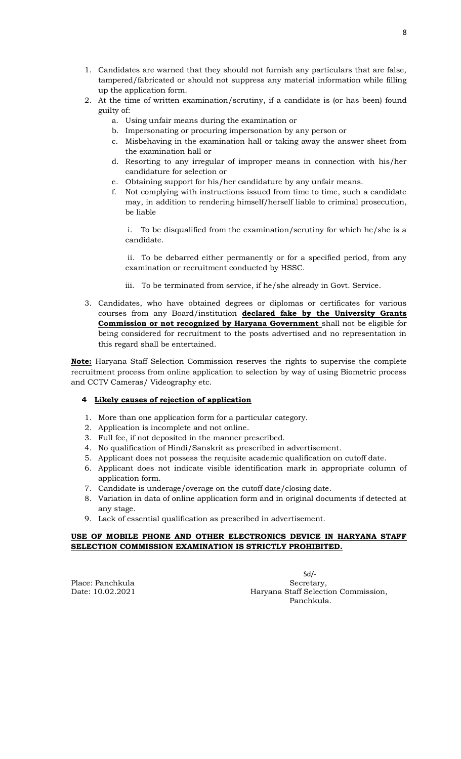1. Candidates are warned that they should not furnish any particulars that are false, tampered/fabricated or should not suppress any material information while filling up the application form.
2. At the time of written examination/scrutiny, if a candidate is (or has been) found guilty of:
    a. Using unfair means during the examination or
    b. Impersonating or procuring impersonation by any person or
    c. Misbehaving in the examination hall or taking away the answer sheet from the examination hall or
    d. Resorting to any irregular of improper means in connection with his/her candidature for selection or
    e. Obtaining support for his/her candidature by any unfair means.
    f. Not complying with instructions issued from time to time, such a candidate may, in addition to rendering himself/herself liable to criminal prosecution, be liable

        i. To be disqualified from the examination/scrutiny for which he/she is a candidate.

        ii. To be debarred either permanently or for a specified period, from any examination or recruitment conducted by HSSC.

        iii. To be terminated from service, if he/she already in Govt. Service.

3. Candidates, who have obtained degrees or diplomas or certificates for various courses from any Board/institution **declared fake by the University Grants Commission or not recognized by Haryana Government** shall not be eligible for being considered for recruitment to the posts advertised and no representation in this regard shall be entertained.

**Note:** Haryana Staff Selection Commission reserves the rights to supervise the complete recruitment process from online application to selection by way of using Biometric process and CCTV Cameras/ Videography etc.

## 4 Likely causes of rejection of application

1. More than one application form for a particular category.
2. Application is incomplete and not online.
3. Full fee, if not deposited in the manner prescribed.
4. No qualification of Hindi/Sanskrit as prescribed in advertisement.
5. Applicant does not possess the requisite academic qualification on cutoff date.
6. Applicant does not indicate visible identification mark in appropriate column of application form.
7. Candidate is underage/overage on the cutoff date/closing date.
8. Variation in data of online application form and in original documents if detected at any stage.
9. Lack of essential qualification as prescribed in advertisement.

**USE OF MOBILE PHONE AND OTHER ELECTRONICS DEVICE IN HARYANA STAFF SELECTION COMMISSION EXAMINATION IS STRICTLY PROHIBITED.**

Sd/-

Place: Panchkula
Date: 10.02.2021

Secretary,
Haryana Staff Selection Commission,
Panchkula.